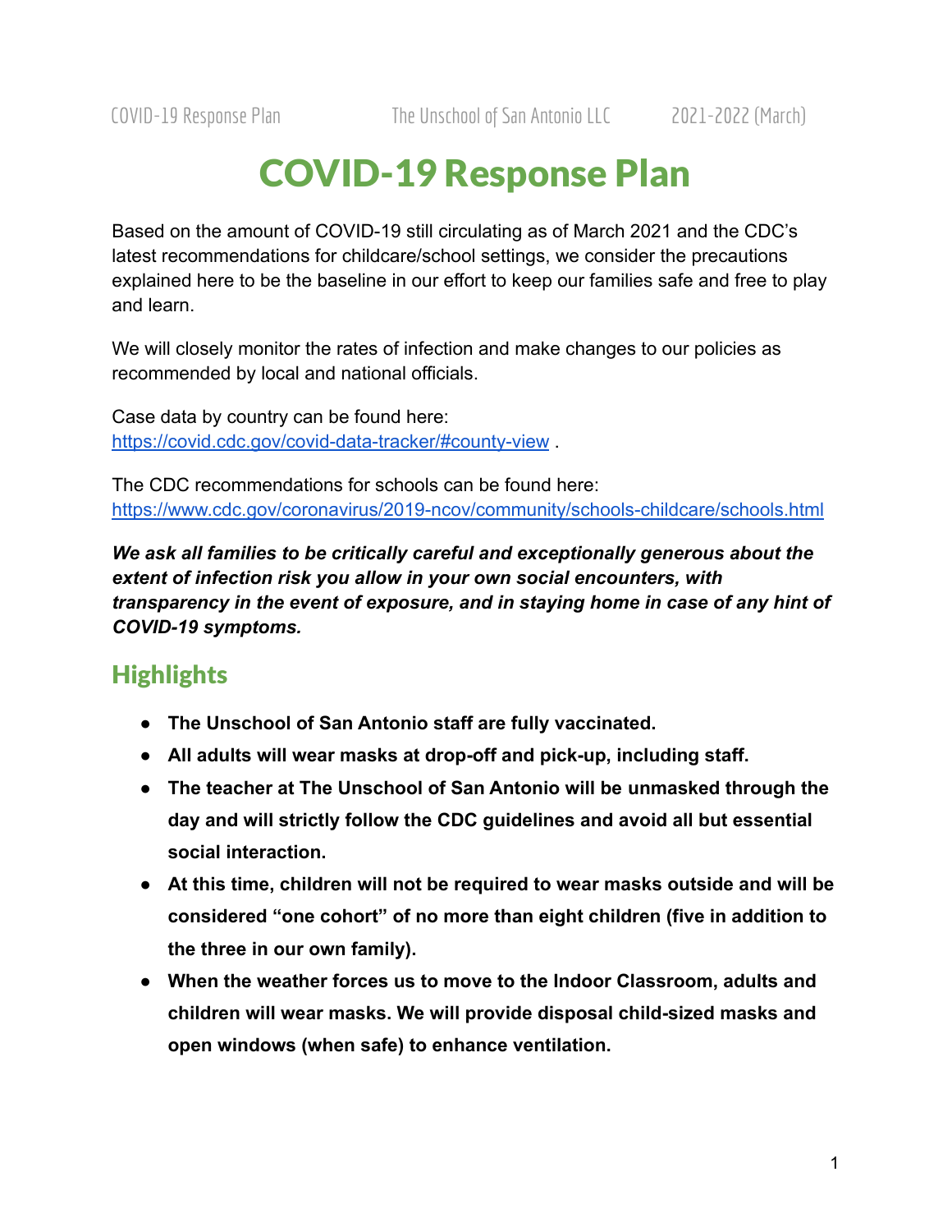# COVID-19 Response Plan

Based on the amount of COVID-19 still circulating as of March 2021 and the CDC's latest recommendations for childcare/school settings, we consider the precautions explained here to be the baseline in our effort to keep our families safe and free to play and learn.

We will closely monitor the rates of infection and make changes to our policies as recommended by local and national officials.

Case data by country can be found here: https://covid.cdc.gov/covid-data-tracker/#county-view .

The CDC recommendations for schools can be found here: https://www.cdc.gov/coronavirus/2019-ncov/community/schools-childcare/schools.html

***We ask all families to be critically careful and exceptionally generous about the extent of infection risk you allow in your own social encounters, with transparency in the event of exposure, and in staying home in case of any hint of COVID-19 symptoms.***

## Highlights

- **The Unschool of San Antonio staff are fully vaccinated.**
- **All adults will wear masks at drop-off and pick-up, including staff.**
- **The teacher at The Unschool of San Antonio will be unmasked through the day and will strictly follow the CDC guidelines and avoid all but essential social interaction.**
- **At this time, children will not be required to wear masks outside and will be considered "one cohort" of no more than eight children (five in addition to the three in our own family).**
- **When the weather forces us to move to the Indoor Classroom, adults and children will wear masks. We will provide disposal child-sized masks and open windows (when safe) to enhance ventilation.**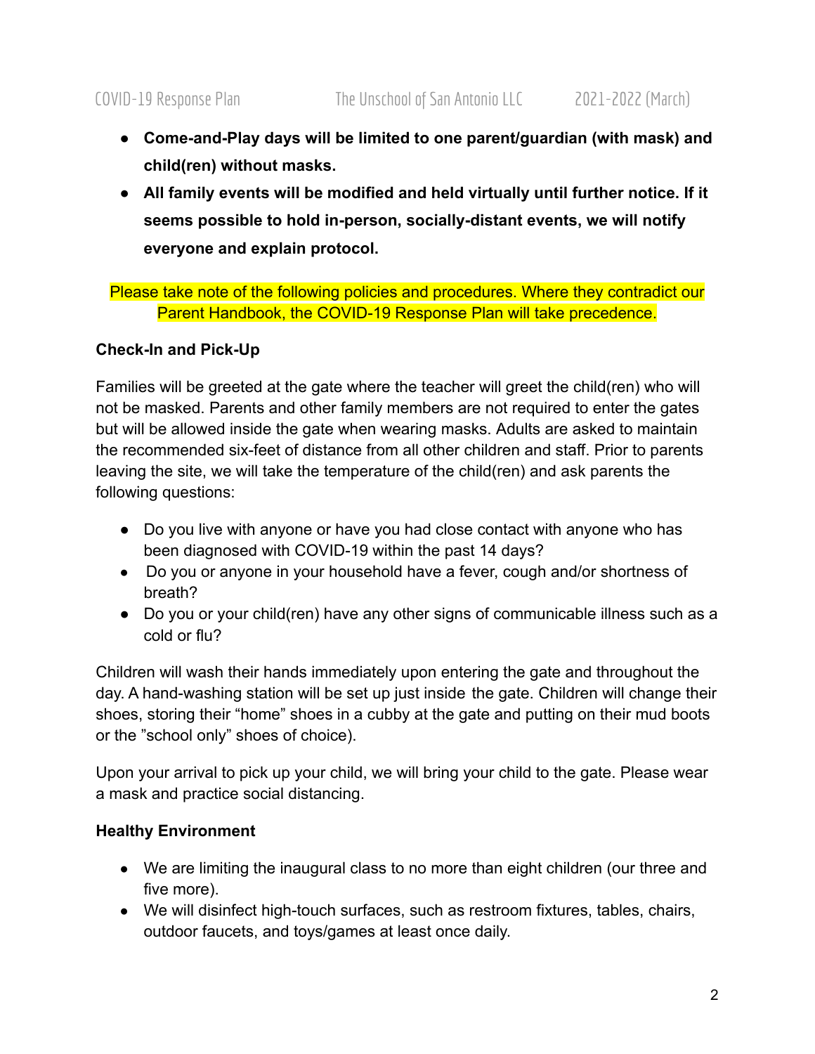- **Come-and-Play days will be limited to one parent/guardian (with mask) and child(ren) without masks.**
- **All family events will be modified and held virtually until further notice. If it seems possible to hold in-person, socially-distant events, we will notify everyone and explain protocol.**

Please take note of the following policies and procedures. Where they contradict our Parent Handbook, the COVID-19 Response Plan will take precedence.

**Check-In and Pick-Up**

Families will be greeted at the gate where the teacher will greet the child(ren) who will not be masked. Parents and other family members are not required to enter the gates but will be allowed inside the gate when wearing masks. Adults are asked to maintain the recommended six-feet of distance from all other children and staff. Prior to parents leaving the site, we will take the temperature of the child(ren) and ask parents the following questions:

- Do you live with anyone or have you had close contact with anyone who has been diagnosed with COVID-19 within the past 14 days?
- Do you or anyone in your household have a fever, cough and/or shortness of breath?
- Do you or your child(ren) have any other signs of communicable illness such as a cold or flu?

Children will wash their hands immediately upon entering the gate and throughout the day. A hand-washing station will be set up just inside the gate. Children will change their shoes, storing their "home" shoes in a cubby at the gate and putting on their mud boots or the "school only" shoes of choice).

Upon your arrival to pick up your child, we will bring your child to the gate. Please wear a mask and practice social distancing.

**Healthy Environment**

- We are limiting the inaugural class to no more than eight children (our three and five more).
- We will disinfect high-touch surfaces, such as restroom fixtures, tables, chairs, outdoor faucets, and toys/games at least once daily.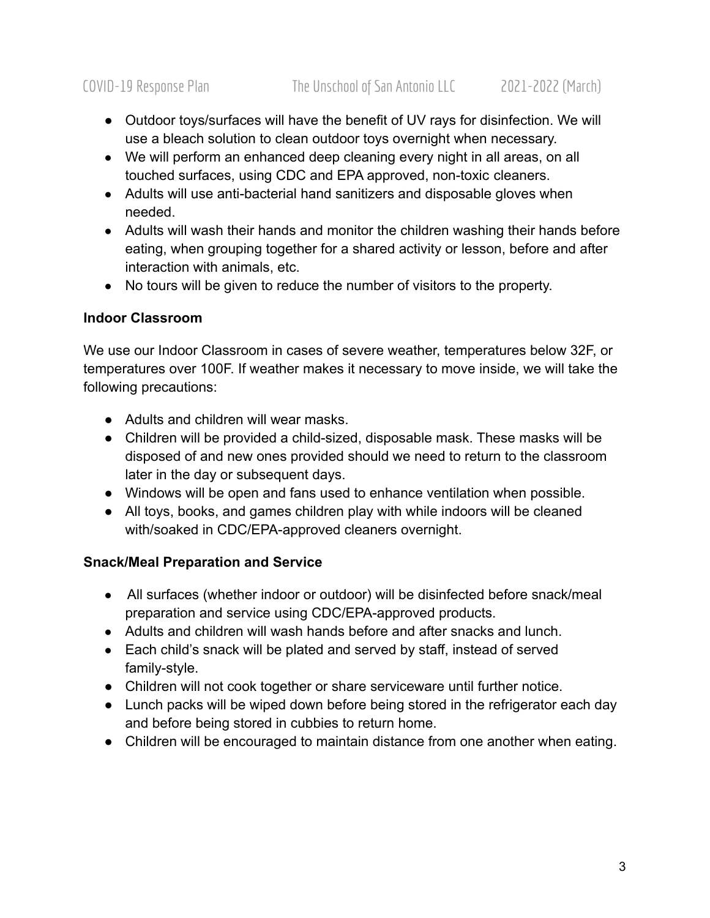- Outdoor toys/surfaces will have the benefit of UV rays for disinfection. We will use a bleach solution to clean outdoor toys overnight when necessary.
- We will perform an enhanced deep cleaning every night in all areas, on all touched surfaces, using CDC and EPA approved, non-toxic cleaners.
- Adults will use anti-bacterial hand sanitizers and disposable gloves when needed.
- Adults will wash their hands and monitor the children washing their hands before eating, when grouping together for a shared activity or lesson, before and after interaction with animals, etc.
- No tours will be given to reduce the number of visitors to the property.

**Indoor Classroom**

We use our Indoor Classroom in cases of severe weather, temperatures below 32F, or temperatures over 100F. If weather makes it necessary to move inside, we will take the following precautions:

- Adults and children will wear masks.
- Children will be provided a child-sized, disposable mask. These masks will be disposed of and new ones provided should we need to return to the classroom later in the day or subsequent days.
- Windows will be open and fans used to enhance ventilation when possible.
- All toys, books, and games children play with while indoors will be cleaned with/soaked in CDC/EPA-approved cleaners overnight.

**Snack/Meal Preparation and Service**

- All surfaces (whether indoor or outdoor) will be disinfected before snack/meal preparation and service using CDC/EPA-approved products.
- Adults and children will wash hands before and after snacks and lunch.
- Each child's snack will be plated and served by staff, instead of served family-style.
- Children will not cook together or share serviceware until further notice.
- Lunch packs will be wiped down before being stored in the refrigerator each day and before being stored in cubbies to return home.
- Children will be encouraged to maintain distance from one another when eating.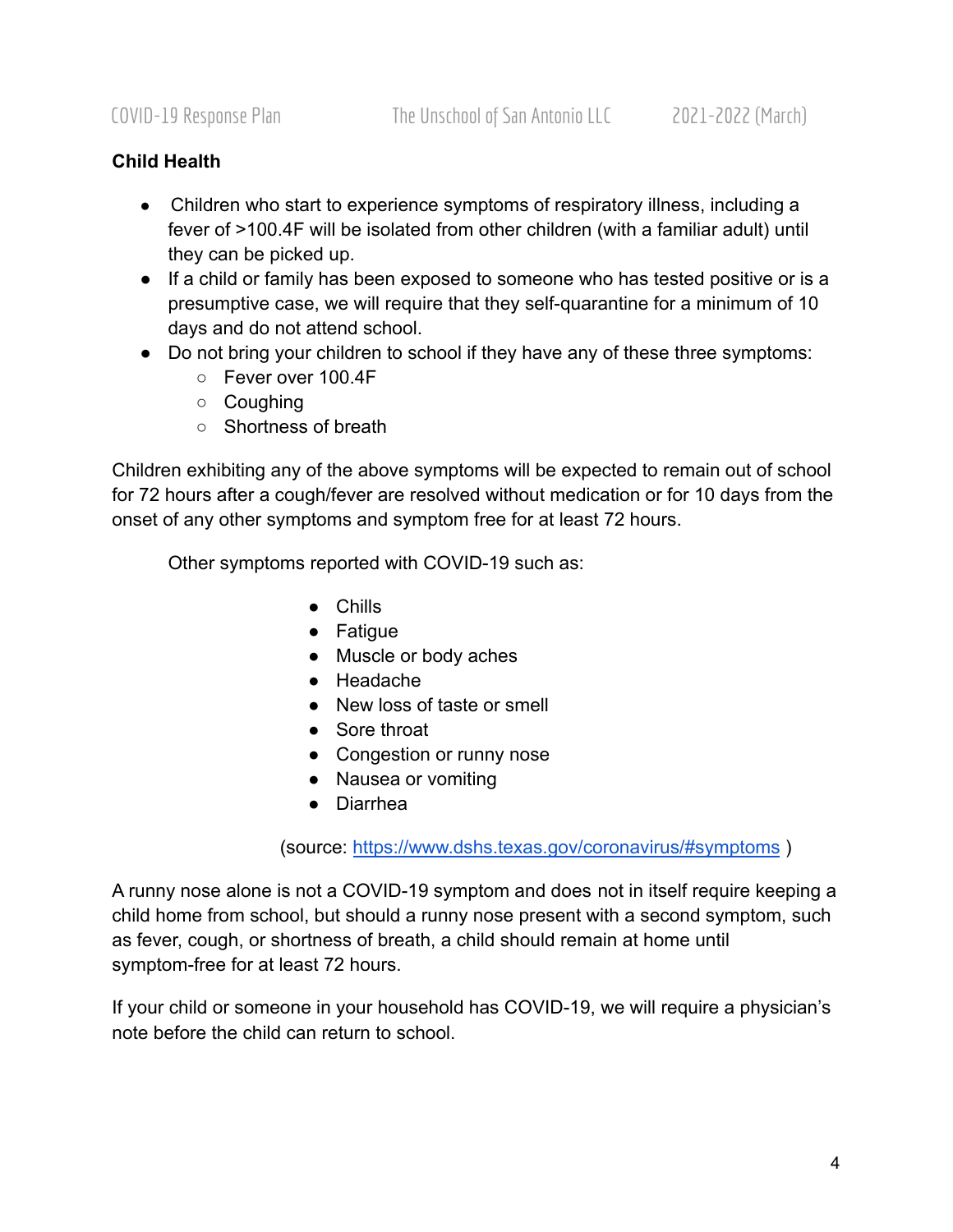**Child Health**

- Children who start to experience symptoms of respiratory illness, including a fever of >100.4F will be isolated from other children (with a familiar adult) until they can be picked up.
- If a child or family has been exposed to someone who has tested positive or is a presumptive case, we will require that they self-quarantine for a minimum of 10 days and do not attend school.
- Do not bring your children to school if they have any of these three symptoms:
  - Fever over 100.4F
  - Coughing
  - Shortness of breath

Children exhibiting any of the above symptoms will be expected to remain out of school for 72 hours after a cough/fever are resolved without medication or for 10 days from the onset of any other symptoms and symptom free for at least 72 hours.

Other symptoms reported with COVID-19 such as:

- Chills
- Fatigue
- Muscle or body aches
- Headache
- New loss of taste or smell
- Sore throat
- Congestion or runny nose
- Nausea or vomiting
- Diarrhea

(source: [https://www.dshs.texas.gov/coronavirus/#symptoms](https://www.dshs.texas.gov/coronavirus/#symptoms) )

A runny nose alone is not a COVID-19 symptom and does not in itself require keeping a child home from school, but should a runny nose present with a second symptom, such as fever, cough, or shortness of breath, a child should remain at home until symptom-free for at least 72 hours.

If your child or someone in your household has COVID-19, we will require a physician's note before the child can return to school.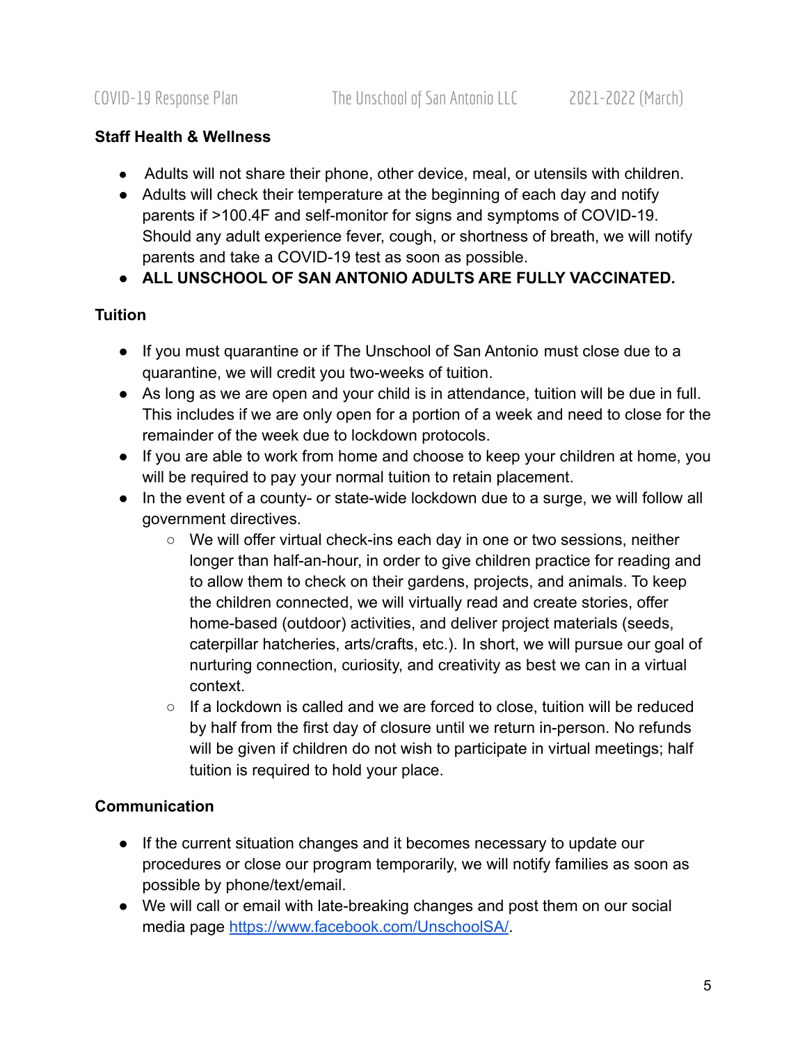### Staff Health & Wellness

- Adults will not share their phone, other device, meal, or utensils with children.
- Adults will check their temperature at the beginning of each day and notify parents if >100.4F and self-monitor for signs and symptoms of COVID-19. Should any adult experience fever, cough, or shortness of breath, we will notify parents and take a COVID-19 test as soon as possible.
- **ALL UNSCHOOL OF SAN ANTONIO ADULTS ARE FULLY VACCINATED.**

### Tuition

- If you must quarantine or if The Unschool of San Antonio must close due to a quarantine, we will credit you two-weeks of tuition.
- As long as we are open and your child is in attendance, tuition will be due in full. This includes if we are only open for a portion of a week and need to close for the remainder of the week due to lockdown protocols.
- If you are able to work from home and choose to keep your children at home, you will be required to pay your normal tuition to retain placement.
- In the event of a county- or state-wide lockdown due to a surge, we will follow all government directives.
  - We will offer virtual check-ins each day in one or two sessions, neither longer than half-an-hour, in order to give children practice for reading and to allow them to check on their gardens, projects, and animals. To keep the children connected, we will virtually read and create stories, offer home-based (outdoor) activities, and deliver project materials (seeds, caterpillar hatcheries, arts/crafts, etc.). In short, we will pursue our goal of nurturing connection, curiosity, and creativity as best we can in a virtual context.
  - If a lockdown is called and we are forced to close, tuition will be reduced by half from the first day of closure until we return in-person. No refunds will be given if children do not wish to participate in virtual meetings; half tuition is required to hold your place.

### Communication

- If the current situation changes and it becomes necessary to update our procedures or close our program temporarily, we will notify families as soon as possible by phone/text/email.
- We will call or email with late-breaking changes and post them on our social media page [https://www.facebook.com/UnschoolSA/](https://www.facebook.com/UnschoolSA/).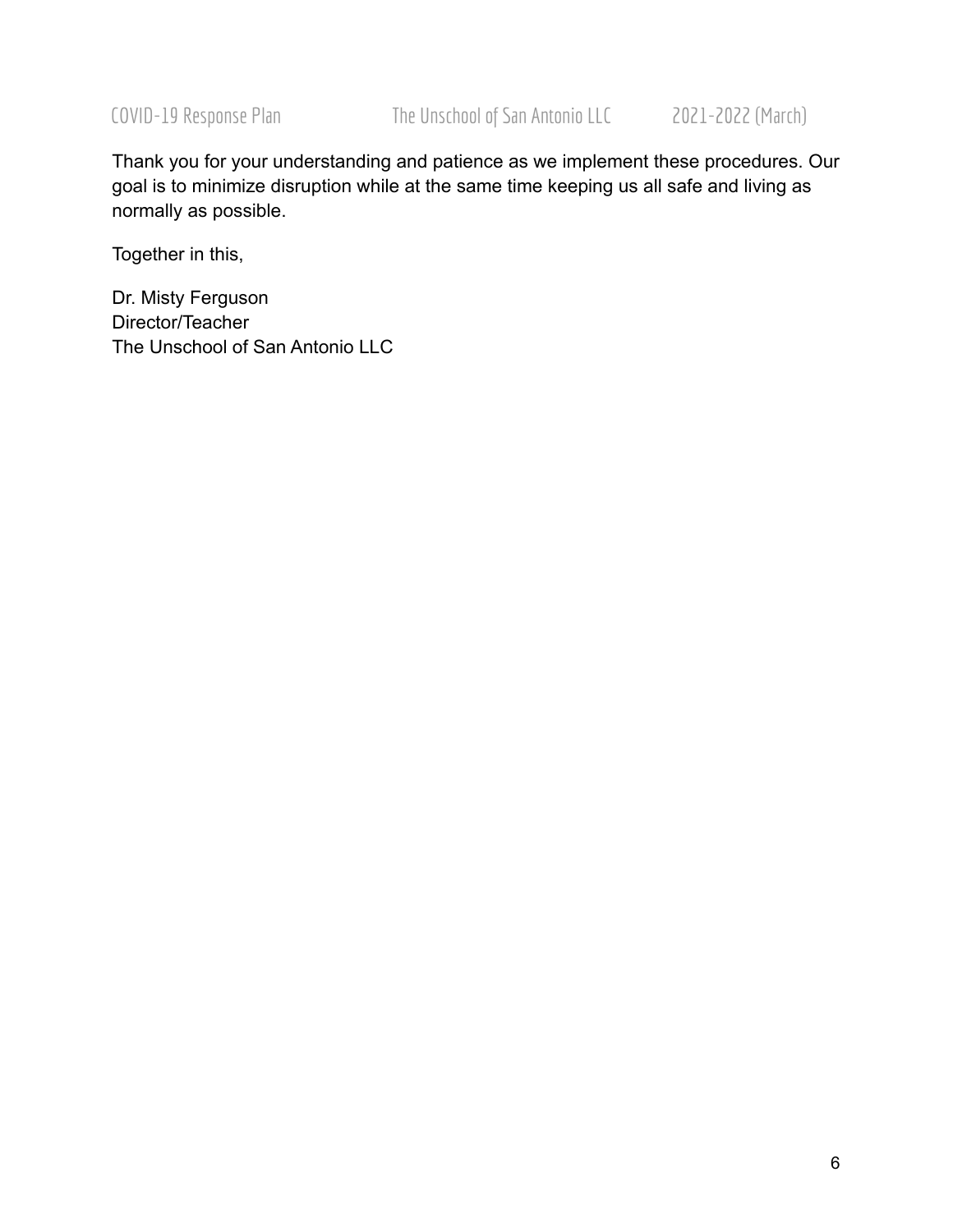Thank you for your understanding and patience as we implement these procedures. Our goal is to minimize disruption while at the same time keeping us all safe and living as normally as possible.

Together in this,

Dr. Misty Ferguson
Director/Teacher
The Unschool of San Antonio LLC